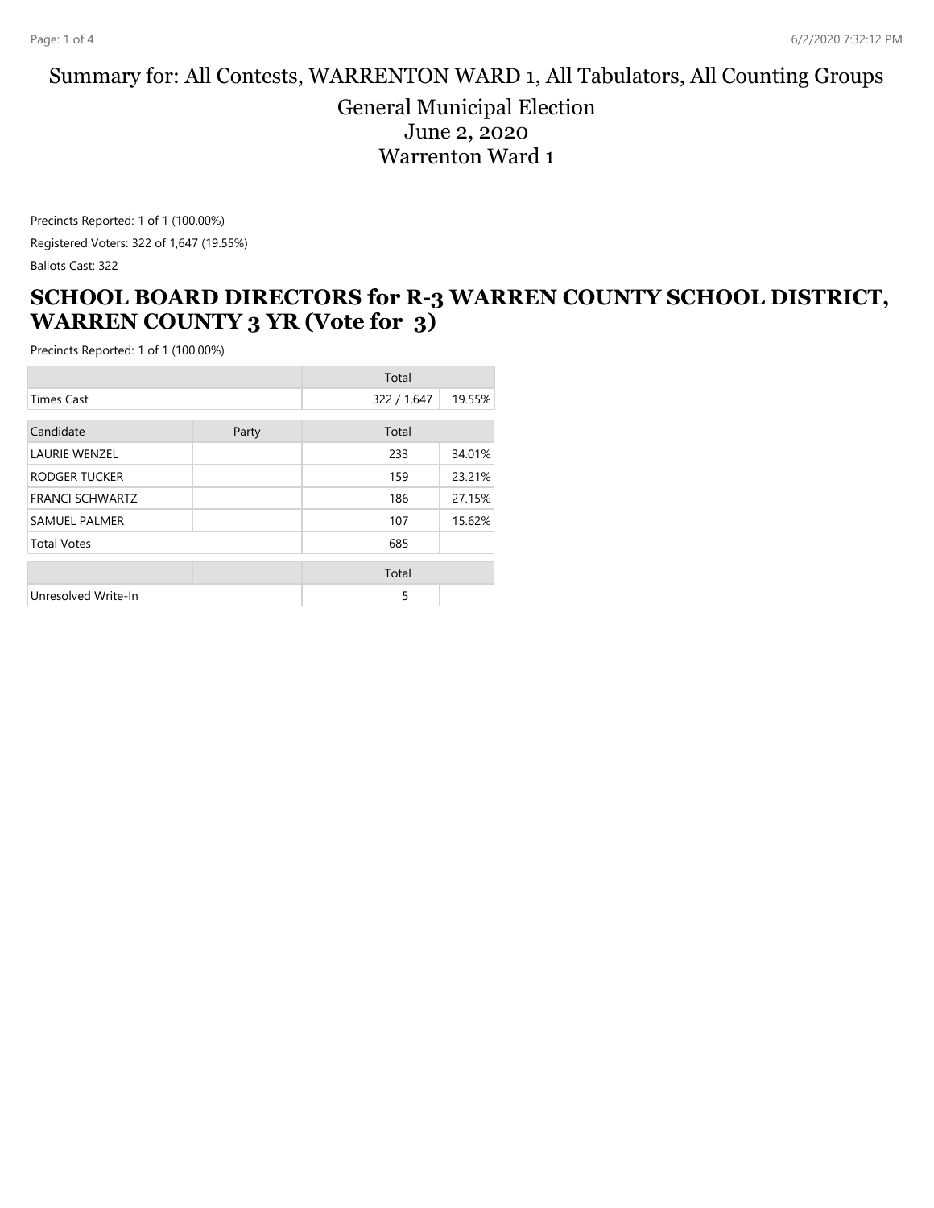# Summary for: All Contests, WARRENTON WARD 1, All Tabulators, All Counting Groups

## General Municipal Election
## June 2, 2020
## Warrenton Ward 1

Precincts Reported: 1 of 1 (100.00%)

Registered Voters: 322 of 1,647 (19.55%)

Ballots Cast: 322

## SCHOOL BOARD DIRECTORS for R-3 WARREN COUNTY SCHOOL DISTRICT, WARREN COUNTY 3 YR (Vote for 3)

Precincts Reported: 1 of 1 (100.00%)

| | | Total | |
|---|---|---|---|
| Times Cast | | 322 / 1,647 | 19.55% |

| Candidate | Party | Total | |
|---|---|---|---|
| LAURIE WENZEL | | 233 | 34.01% |
| RODGER TUCKER | | 159 | 23.21% |
| FRANCI SCHWARTZ | | 186 | 27.15% |
| SAMUEL PALMER | | 107 | 15.62% |
| Total Votes | | 685 | |

| | | Total | |
|---|---|---|---|
| Unresolved Write-In | | 5 | |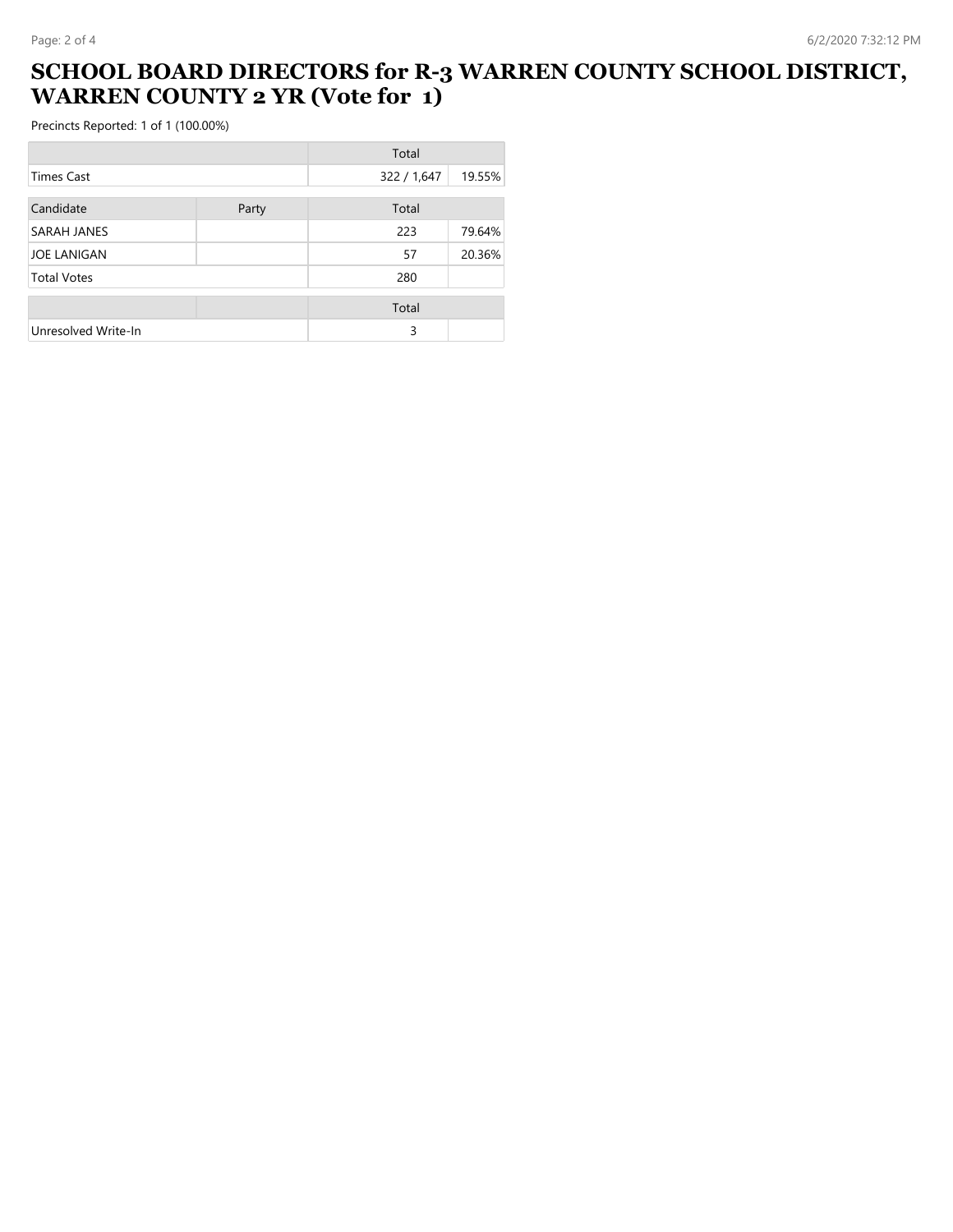# SCHOOL BOARD DIRECTORS for R-3 WARREN COUNTY SCHOOL DISTRICT, WARREN COUNTY 2 YR (Vote for 1)

Precincts Reported: 1 of 1 (100.00%)

| | Total | |
|---|---|---|
| Times Cast | 322 / 1,647 | 19.55% |

| Candidate | Party | Total | |
|---|---|---|---|
| SARAH JANES | | 223 | 79.64% |
| JOE LANIGAN | | 57 | 20.36% |
| Total Votes | | 280 | |

| | | Total | |
|---|---|---|---|
| Unresolved Write-In | | 3 | |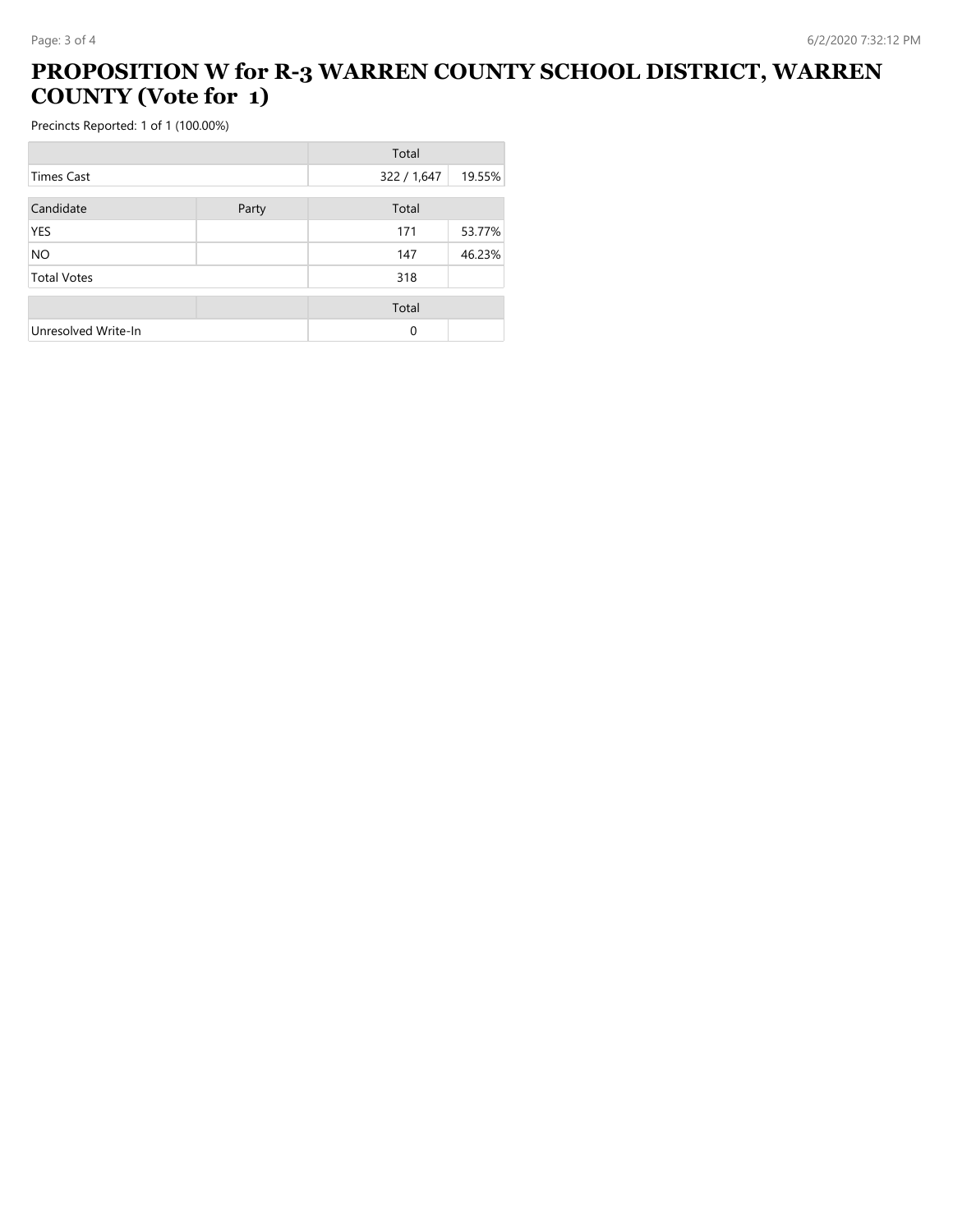# PROPOSITION W for R-3 WARREN COUNTY SCHOOL DISTRICT, WARREN COUNTY (Vote for 1)

Precincts Reported: 1 of 1 (100.00%)

| | | Total | |
|---|---|---|---|
| Times Cast | | 322 / 1,647 | 19.55% |

| Candidate | Party | Total | |
|---|---|---|---|
| YES | | 171 | 53.77% |
| NO | | 147 | 46.23% |
| Total Votes | | 318 | |

| | | Total | |
|---|---|---|---|
| Unresolved Write-In | | 0 | |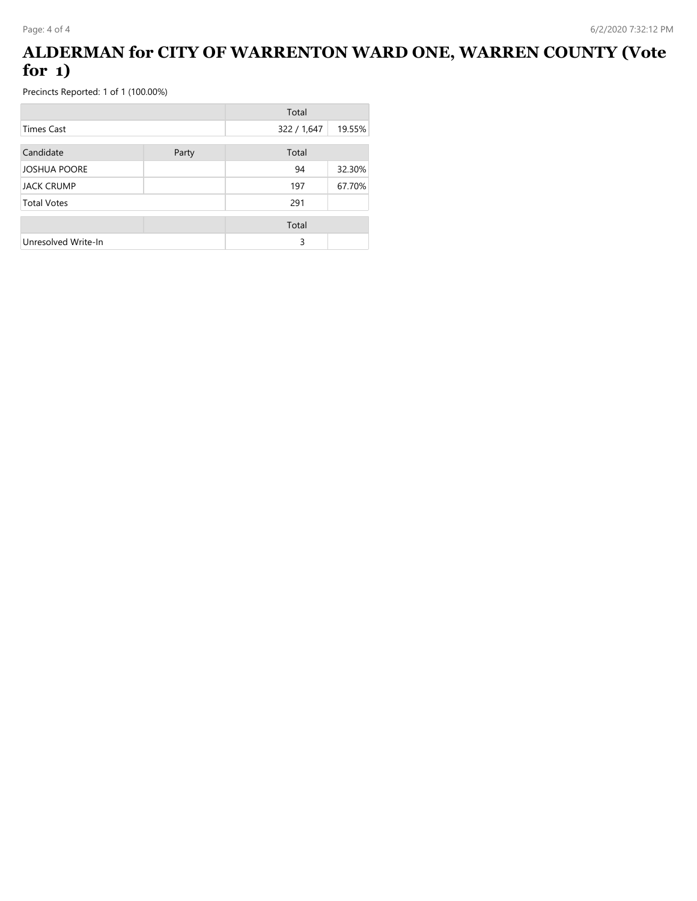# ALDERMAN for CITY OF WARRENTON WARD ONE, WARREN COUNTY (Vote for 1)

Precincts Reported: 1 of 1 (100.00%)

| | | Total | |
|---|---|---|---|
| Times Cast | | 322 / 1,647 | 19.55% |
| **Candidate** | **Party** | **Total** | |
| JOSHUA POORE | | 94 | 32.30% |
| JACK CRUMP | | 197 | 67.70% |
| Total Votes | | 291 | |
| | | **Total** | |
| Unresolved Write-In | | 3 | |